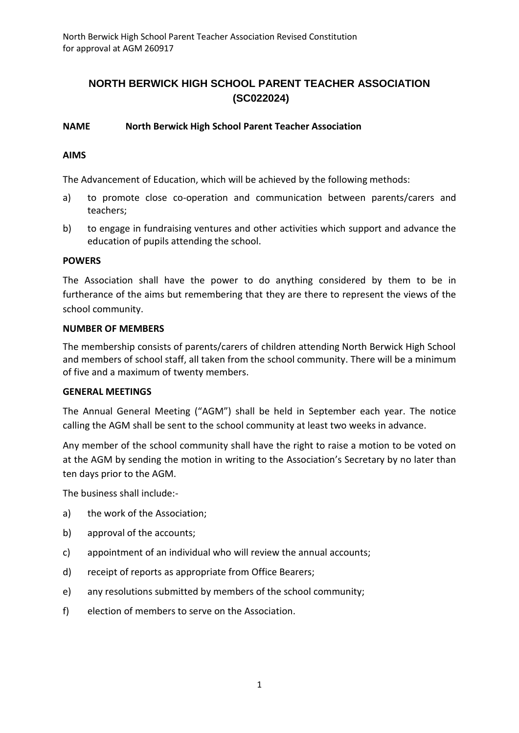# NORTH BERWICK HIGH SCHOOL PARENT TEACHER ASSOCIATION (SC022024)

**NAME** **North Berwick High School Parent Teacher Association**

**AIMS**

The Advancement of Education, which will be achieved by the following methods:

a) to promote close co-operation and communication between parents/carers and teachers;

b) to engage in fundraising ventures and other activities which support and advance the education of pupils attending the school.

**POWERS**

The Association shall have the power to do anything considered by them to be in furtherance of the aims but remembering that they are there to represent the views of the school community.

**NUMBER OF MEMBERS**

The membership consists of parents/carers of children attending North Berwick High School and members of school staff, all taken from the school community. There will be a minimum of five and a maximum of twenty members.

**GENERAL MEETINGS**

The Annual General Meeting ("AGM") shall be held in September each year. The notice calling the AGM shall be sent to the school community at least two weeks in advance.

Any member of the school community shall have the right to raise a motion to be voted on at the AGM by sending the motion in writing to the Association's Secretary by no later than ten days prior to the AGM.

The business shall include:-

a) the work of the Association;

b) approval of the accounts;

c) appointment of an individual who will review the annual accounts;

d) receipt of reports as appropriate from Office Bearers;

e) any resolutions submitted by members of the school community;

f) election of members to serve on the Association.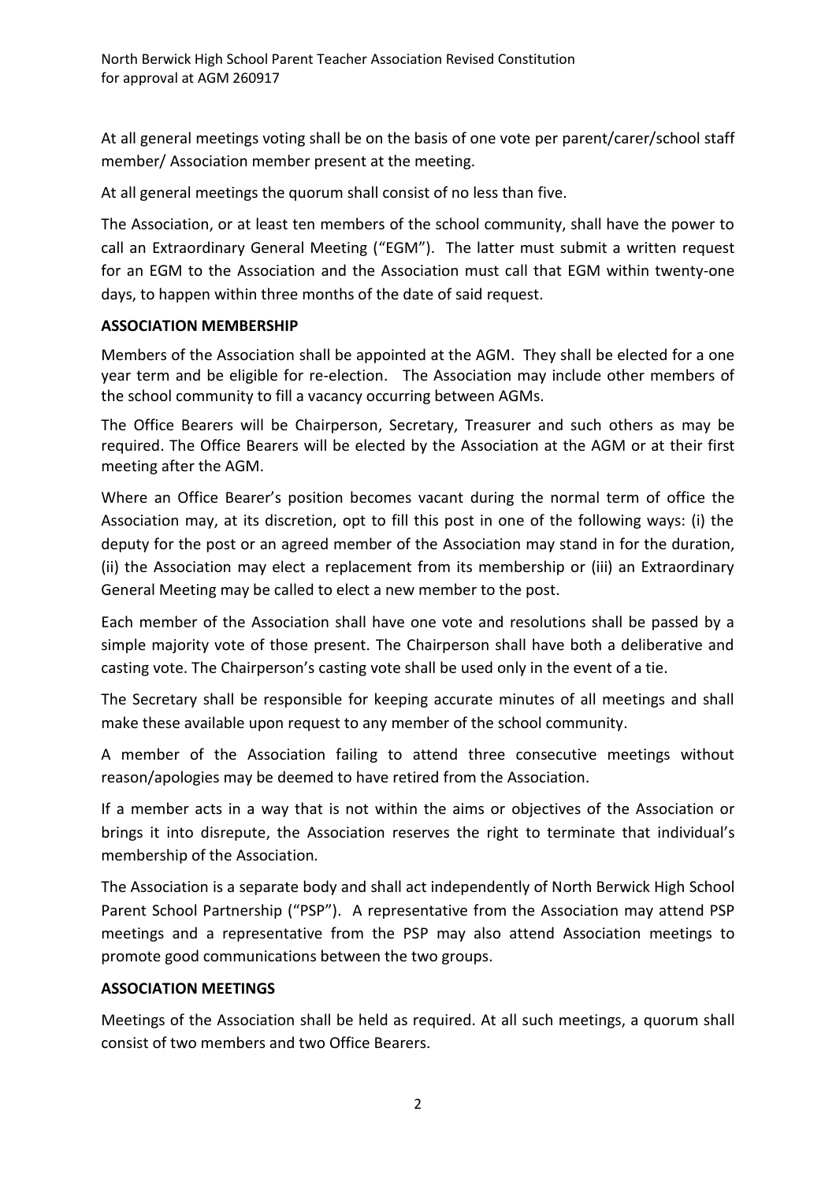At all general meetings voting shall be on the basis of one vote per parent/carer/school staff member/ Association member present at the meeting.

At all general meetings the quorum shall consist of no less than five.

The Association, or at least ten members of the school community, shall have the power to call an Extraordinary General Meeting ("EGM"). The latter must submit a written request for an EGM to the Association and the Association must call that EGM within twenty-one days, to happen within three months of the date of said request.

**ASSOCIATION MEMBERSHIP**

Members of the Association shall be appointed at the AGM. They shall be elected for a one year term and be eligible for re-election. The Association may include other members of the school community to fill a vacancy occurring between AGMs.

The Office Bearers will be Chairperson, Secretary, Treasurer and such others as may be required. The Office Bearers will be elected by the Association at the AGM or at their first meeting after the AGM.

Where an Office Bearer's position becomes vacant during the normal term of office the Association may, at its discretion, opt to fill this post in one of the following ways: (i) the deputy for the post or an agreed member of the Association may stand in for the duration, (ii) the Association may elect a replacement from its membership or (iii) an Extraordinary General Meeting may be called to elect a new member to the post.

Each member of the Association shall have one vote and resolutions shall be passed by a simple majority vote of those present. The Chairperson shall have both a deliberative and casting vote. The Chairperson's casting vote shall be used only in the event of a tie.

The Secretary shall be responsible for keeping accurate minutes of all meetings and shall make these available upon request to any member of the school community.

A member of the Association failing to attend three consecutive meetings without reason/apologies may be deemed to have retired from the Association.

If a member acts in a way that is not within the aims or objectives of the Association or brings it into disrepute, the Association reserves the right to terminate that individual's membership of the Association.

The Association is a separate body and shall act independently of North Berwick High School Parent School Partnership ("PSP"). A representative from the Association may attend PSP meetings and a representative from the PSP may also attend Association meetings to promote good communications between the two groups.

**ASSOCIATION MEETINGS**

Meetings of the Association shall be held as required. At all such meetings, a quorum shall consist of two members and two Office Bearers.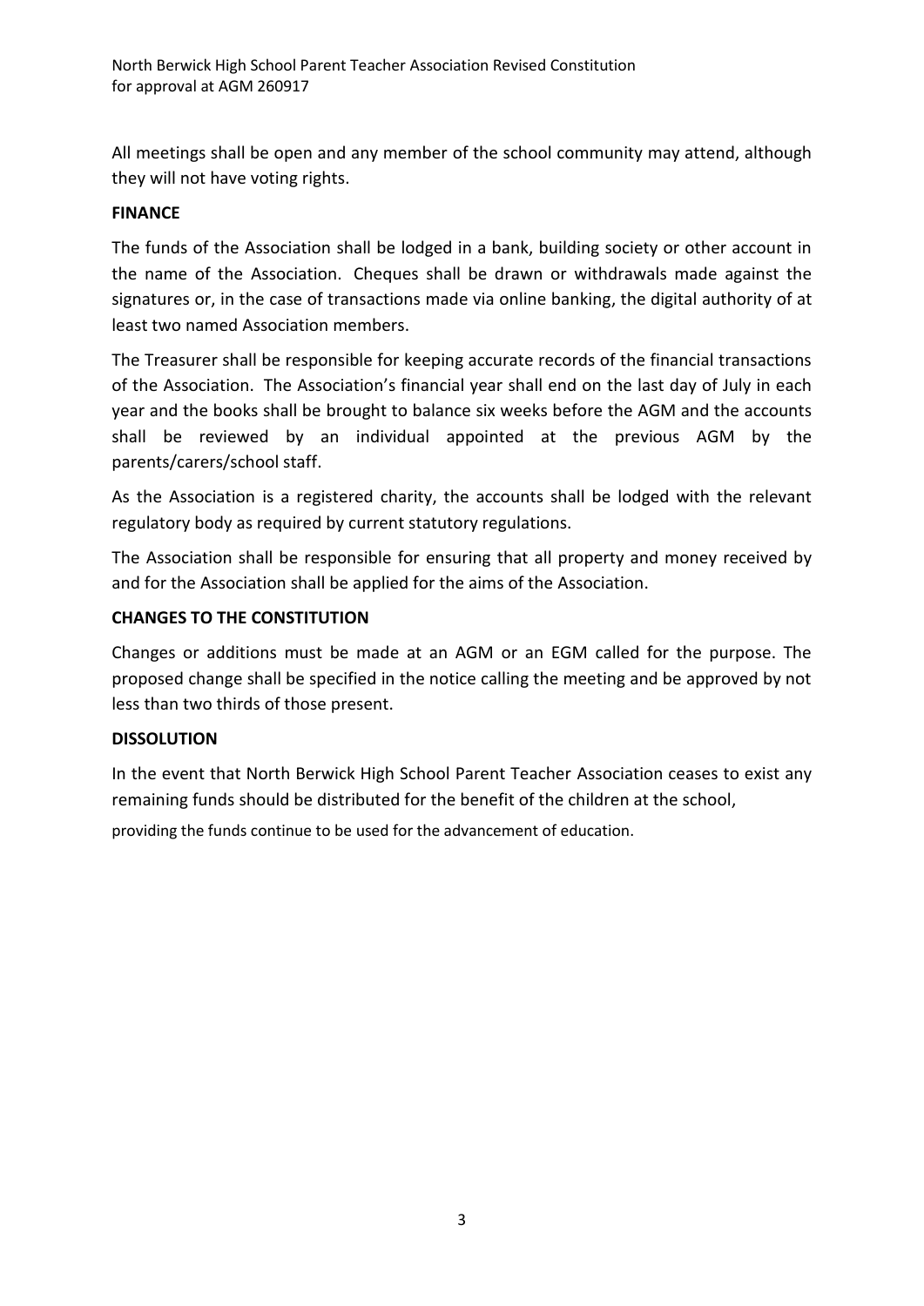All meetings shall be open and any member of the school community may attend, although they will not have voting rights.

**FINANCE**

The funds of the Association shall be lodged in a bank, building society or other account in the name of the Association. Cheques shall be drawn or withdrawals made against the signatures or, in the case of transactions made via online banking, the digital authority of at least two named Association members.

The Treasurer shall be responsible for keeping accurate records of the financial transactions of the Association. The Association's financial year shall end on the last day of July in each year and the books shall be brought to balance six weeks before the AGM and the accounts shall be reviewed by an individual appointed at the previous AGM by the parents/carers/school staff.

As the Association is a registered charity, the accounts shall be lodged with the relevant regulatory body as required by current statutory regulations.

The Association shall be responsible for ensuring that all property and money received by and for the Association shall be applied for the aims of the Association.

**CHANGES TO THE CONSTITUTION**

Changes or additions must be made at an AGM or an EGM called for the purpose. The proposed change shall be specified in the notice calling the meeting and be approved by not less than two thirds of those present.

**DISSOLUTION**

In the event that North Berwick High School Parent Teacher Association ceases to exist any remaining funds should be distributed for the benefit of the children at the school,

providing the funds continue to be used for the advancement of education.